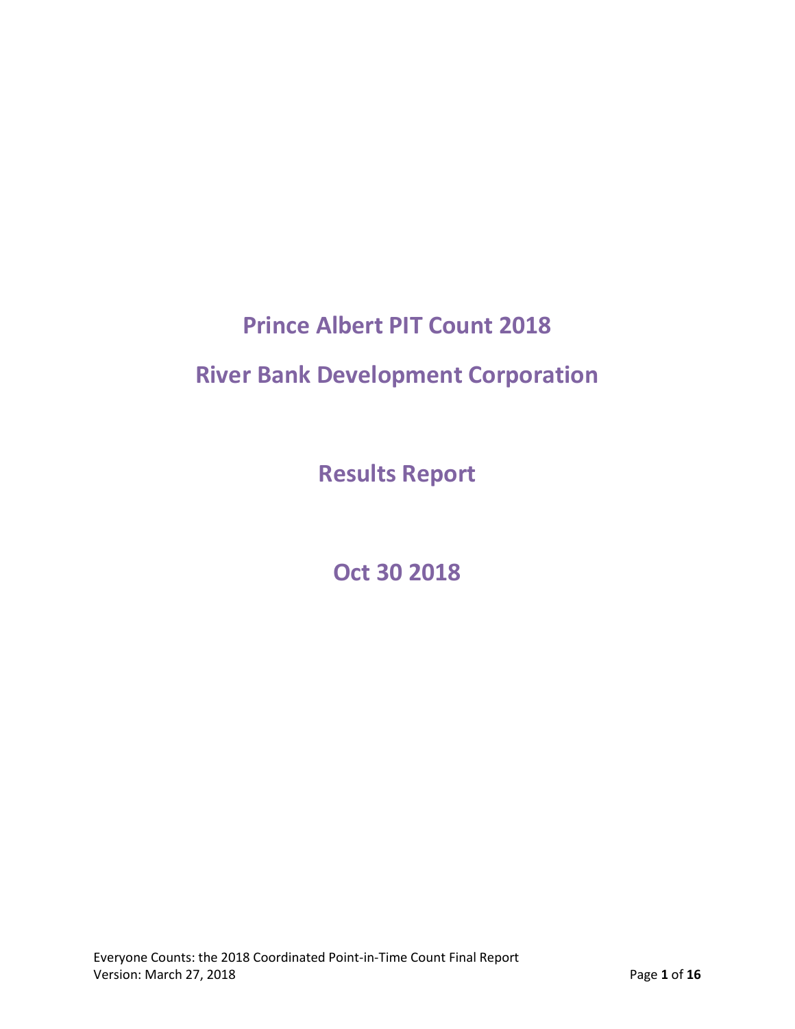# Prince Albert PIT Count 2018

# River Bank Development Corporation

# Results Report

# Oct 30 2018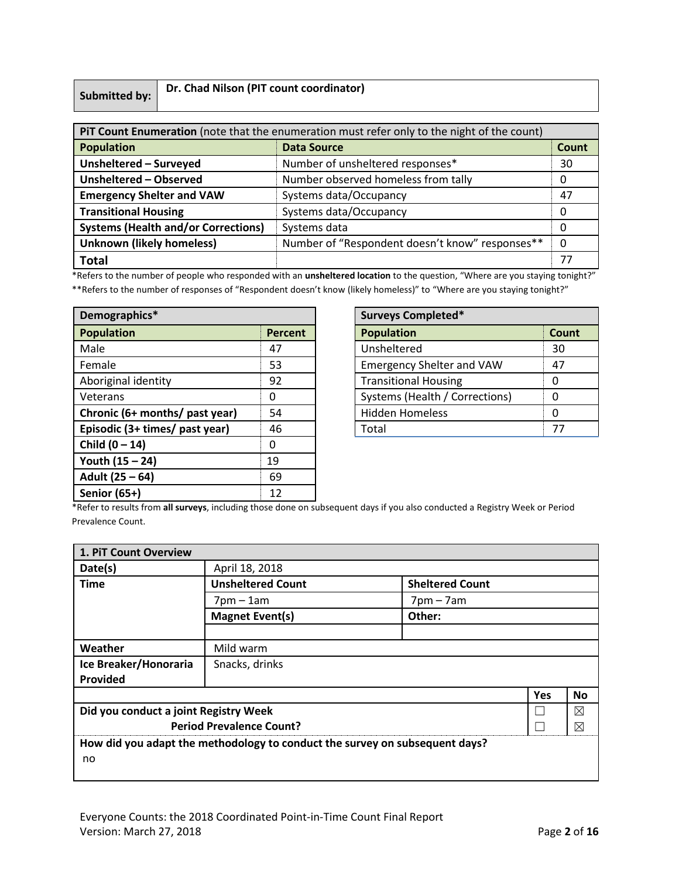| **Submitted by:** | **Dr. Chad Nilson (PIT count coordinator)** |
|---|---|

| **PiT Count Enumeration** (note that the enumeration must refer only to the night of the count) | | |
|---|---|---|
| **Population** | **Data Source** | **Count** |
| **Unsheltered – Surveyed** | Number of unsheltered responses* | 30 |
| **Unsheltered – Observed** | Number observed homeless from tally | 0 |
| **Emergency Shelter and VAW** | Systems data/Occupancy | 47 |
| **Transitional Housing** | Systems data/Occupancy | 0 |
| **Systems (Health and/or Corrections)** | Systems data | 0 |
| **Unknown (likely homeless)** | Number of "Respondent doesn't know" responses** | 0 |
| **Total** | | 77 |

*Refers to the number of people who responded with an **unsheltered location** to the question, "Where are you staying tonight?"

**Refers to the number of responses of "Respondent doesn't know (likely homeless)" to "Where are you staying tonight?"

| **Demographics*** | |
|---|---|
| **Population** | **Percent** |
| Male | 47 |
| Female | 53 |
| Aboriginal identity | 92 |
| Veterans | 0 |
| **Chronic (6+ months/ past year)** | 54 |
| **Episodic (3+ times/ past year)** | 46 |
| **Child (0 – 14)** | 0 |
| **Youth (15 – 24)** | 19 |
| **Adult (25 – 64)** | 69 |
| **Senior (65+)** | 12 |

| **Surveys Completed*** | |
|---|---|
| **Population** | **Count** |
| Unsheltered | 30 |
| Emergency Shelter and VAW | 47 |
| Transitional Housing | 0 |
| Systems (Health / Corrections) | 0 |
| Hidden Homeless | 0 |
| Total | 77 |

*Refer to results from **all surveys**, including those done on subsequent days if you also conducted a Registry Week or Period Prevalence Count.

| **1. PiT Count Overview** | | |
|---|---|---|
| **Date(s)** | April 18, 2018 | |
| **Time** | **Unsheltered Count** | **Sheltered Count** |
| | 7pm – 1am | 7pm – 7am |
| | **Magnet Event(s)** | **Other:** |
| | | |
| **Weather** | Mild warm | |
| **Ice Breaker/Honoraria Provided** | Snacks, drinks | |

| | **Yes** | **No** |
|---|---|---|
| **Did you conduct a joint Registry Week** | ☐ | ☒ |
| **Period Prevalence Count?** | ☐ | ☒ |

**How did you adapt the methodology to conduct the survey on subsequent days?**

no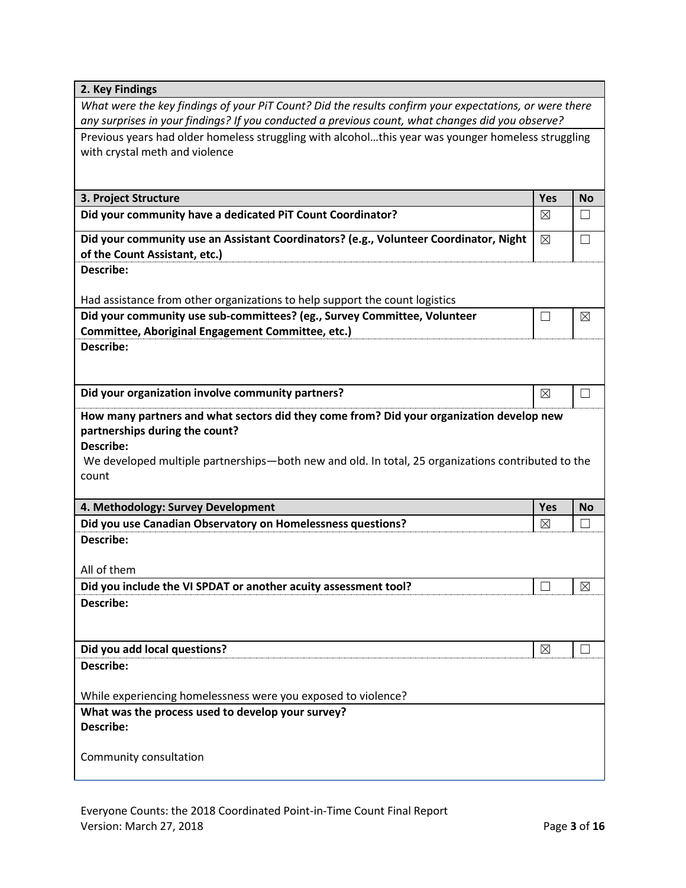| 2. Key Findings | | |
|---|---|---|
| *What were the key findings of your PiT Count? Did the results confirm your expectations, or were there any surprises in your findings? If you conducted a previous count, what changes did you observe?* | | |
| Previous years had older homeless struggling with alcohol…this year was younger homeless struggling with crystal meth and violence | | |

| 3. Project Structure | Yes | No |
|---|---|---|
| **Did your community have a dedicated PiT Count Coordinator?** | ☒ | ☐ |
| **Did your community use an Assistant Coordinators? (e.g., Volunteer Coordinator, Night of the Count Assistant, etc.)** | ☒ | ☐ |
| **Describe:**<br><br>Had assistance from other organizations to help support the count logistics | | |
| **Did your community use sub-committees? (eg., Survey Committee, Volunteer Committee, Aboriginal Engagement Committee, etc.)** | ☐ | ☒ |
| **Describe:** | | |
| **Did your organization involve community partners?** | ☒ | ☐ |
| **How many partners and what sectors did they come from? Did your organization develop new partnerships during the count?**<br>**Describe:**<br>We developed multiple partnerships—both new and old. In total, 25 organizations contributed to the count | | |

| 4. Methodology: Survey Development | Yes | No |
|---|---|---|
| **Did you use Canadian Observatory on Homelessness questions?** | ☒ | ☐ |
| **Describe:**<br><br>All of them | | |
| **Did you include the VI SPDAT or another acuity assessment tool?** | ☐ | ☒ |
| **Describe:** | | |
| **Did you add local questions?** | ☒ | ☐ |
| **Describe:**<br><br>While experiencing homelessness were you exposed to violence? | | |
| **What was the process used to develop your survey?**<br>**Describe:**<br><br>Community consultation | | |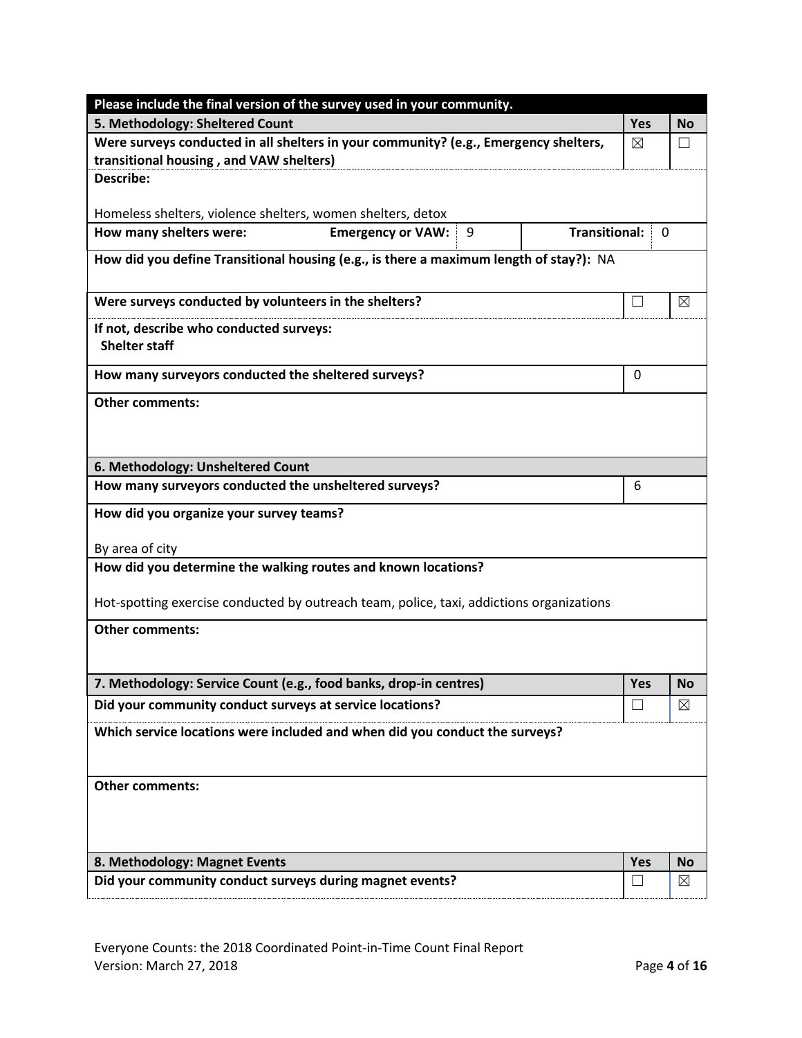**Please include the final version of the survey used in your community.**

| 5. Methodology: Sheltered Count | Yes | No |
|---|---|---|
| **Were surveys conducted in all shelters in your community? (e.g., Emergency shelters, transitional housing , and VAW shelters)** | ☒ | ☐ |

**Describe:**

Homeless shelters, violence shelters, women shelters, detox

| How many shelters were: | Emergency or VAW: | 9 | Transitional: | 0 |
|---|---|---|---|---|

**How did you define Transitional housing (e.g., is there a maximum length of stay?):** NA

| | Yes | No |
|---|---|---|
| **Were surveys conducted by volunteers in the shelters?** | ☐ | ☒ |

**If not, describe who conducted surveys:**
**Shelter staff**

| | |
|---|---|
| **How many surveyors conducted the sheltered surveys?** | 0 |

**Other comments:**

## 6. Methodology: Unsheltered Count

| | |
|---|---|
| **How many surveyors conducted the unsheltered surveys?** | 6 |

**How did you organize your survey teams?**

By area of city

**How did you determine the walking routes and known locations?**

Hot-spotting exercise conducted by outreach team, police, taxi, addictions organizations

**Other comments:**

| 7. Methodology: Service Count (e.g., food banks, drop-in centres) | Yes | No |
|---|---|---|
| **Did your community conduct surveys at service locations?** | ☐ | ☒ |

**Which service locations were included and when did you conduct the surveys?**

**Other comments:**

| 8. Methodology: Magnet Events | Yes | No |
|---|---|---|
| **Did your community conduct surveys during magnet events?** | ☐ | ☒ |

Everyone Counts: the 2018 Coordinated Point-in-Time Count Final Report
Version: March 27, 2018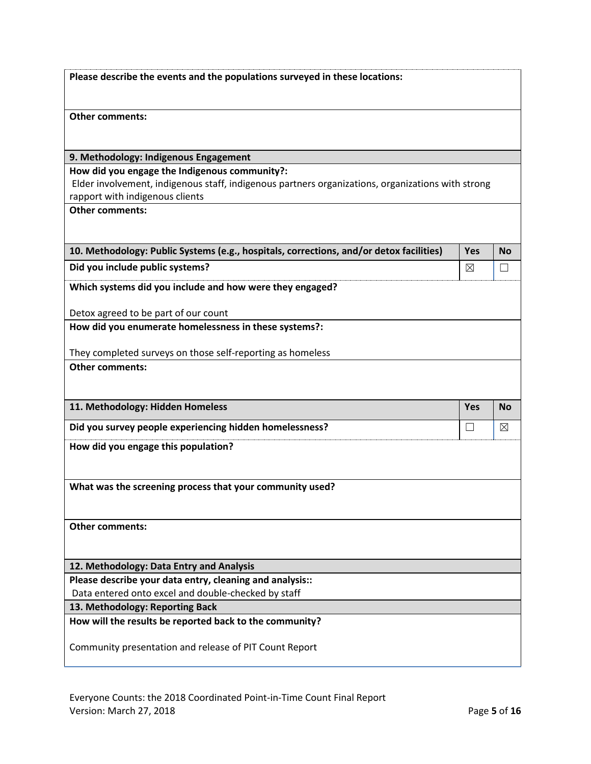**Please describe the events and the populations surveyed in these locations:**

**Other comments:**

## 9. Methodology: Indigenous Engagement

**How did you engage the Indigenous community?:**

Elder involvement, indigenous staff, indigenous partners organizations, organizations with strong rapport with indigenous clients

**Other comments:**

| 10. Methodology: Public Systems (e.g., hospitals, corrections, and/or detox facilities) | Yes | No |
|---|---|---|
| Did you include public systems? | ☒ | ☐ |

**Which systems did you include and how were they engaged?**

Detox agreed to be part of our count

**How did you enumerate homelessness in these systems?:**

They completed surveys on those self-reporting as homeless

**Other comments:**

| 11. Methodology: Hidden Homeless | Yes | No |
|---|---|---|
| Did you survey people experiencing hidden homelessness? | ☐ | ☒ |

**How did you engage this population?**

**What was the screening process that your community used?**

**Other comments:**

## 12. Methodology: Data Entry and Analysis

**Please describe your data entry, cleaning and analysis::**

Data entered onto excel and double-checked by staff

## 13. Methodology: Reporting Back

**How will the results be reported back to the community?**

Community presentation and release of PIT Count Report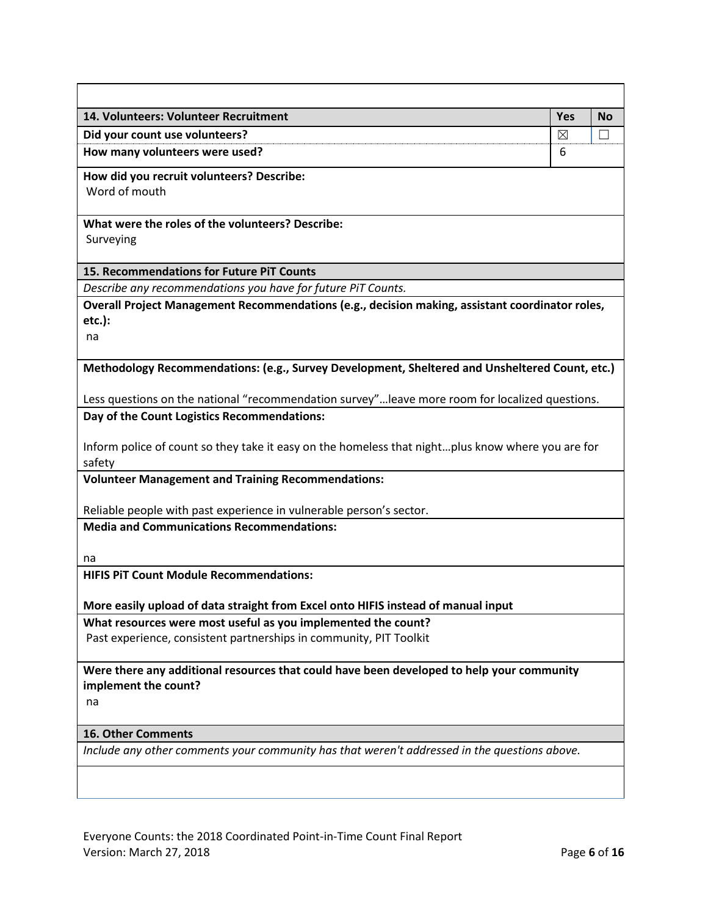| 14. Volunteers: Volunteer Recruitment | Yes | No |
|---|---|---|
| **Did your count use volunteers?** | ☒ | ☐ |
| **How many volunteers were used?** | 6 | |

**How did you recruit volunteers? Describe:**
Word of mouth

**What were the roles of the volunteers? Describe:**
Surveying

**15. Recommendations for Future PiT Counts**

*Describe any recommendations you have for future PiT Counts.*

**Overall Project Management Recommendations (e.g., decision making, assistant coordinator roles, etc.):**
na

**Methodology Recommendations: (e.g., Survey Development, Sheltered and Unsheltered Count, etc.)**

Less questions on the national "recommendation survey"…leave more room for localized questions.

**Day of the Count Logistics Recommendations:**

Inform police of count so they take it easy on the homeless that night…plus know where you are for safety

**Volunteer Management and Training Recommendations:**

Reliable people with past experience in vulnerable person's sector.

**Media and Communications Recommendations:**

na

**HIFIS PiT Count Module Recommendations:**

**More easily upload of data straight from Excel onto HIFIS instead of manual input**

**What resources were most useful as you implemented the count?**
Past experience, consistent partnerships in community, PIT Toolkit

**Were there any additional resources that could have been developed to help your community implement the count?**
na

**16. Other Comments**

*Include any other comments your community has that weren't addressed in the questions above.*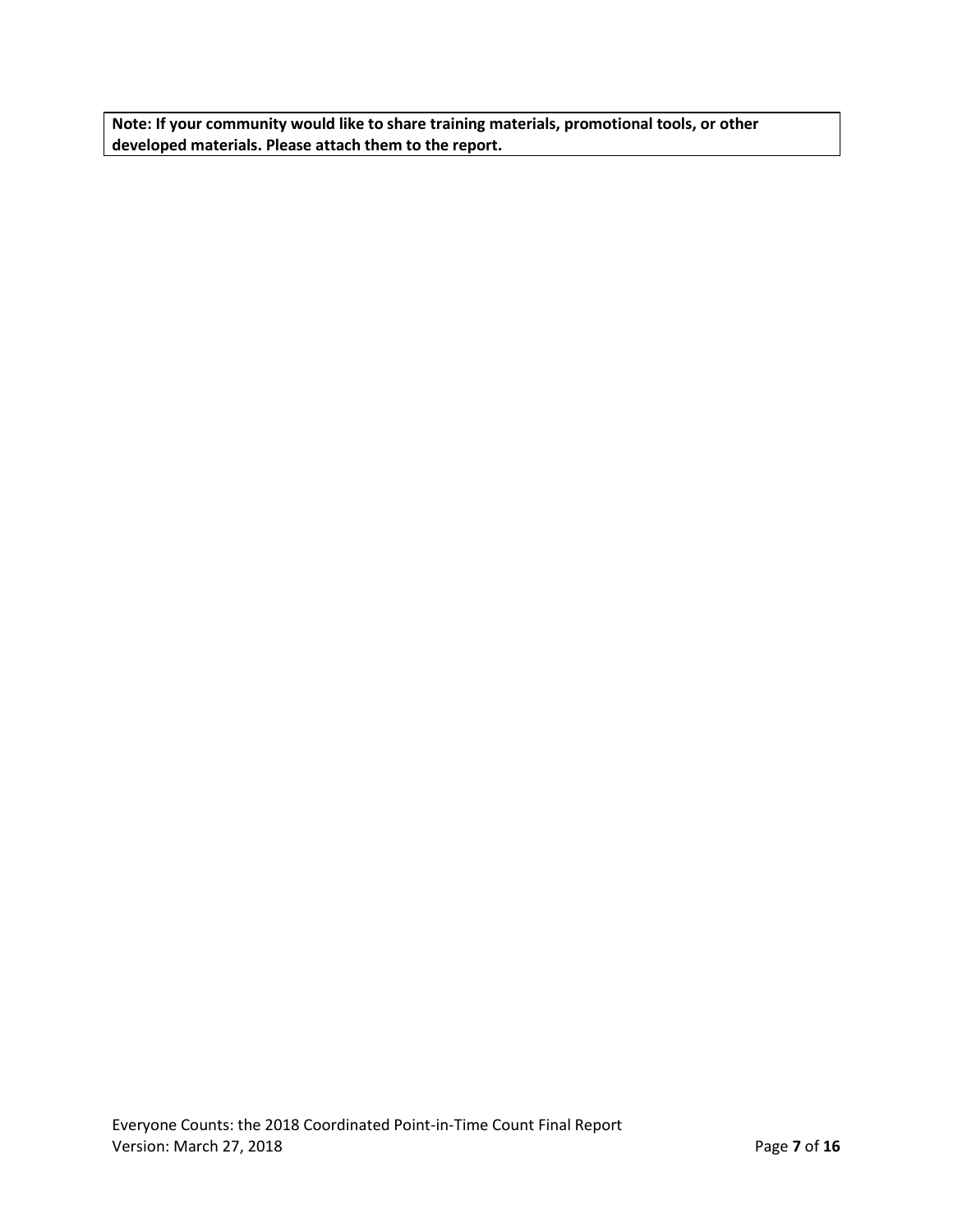**Note: If your community would like to share training materials, promotional tools, or other developed materials. Please attach them to the report.**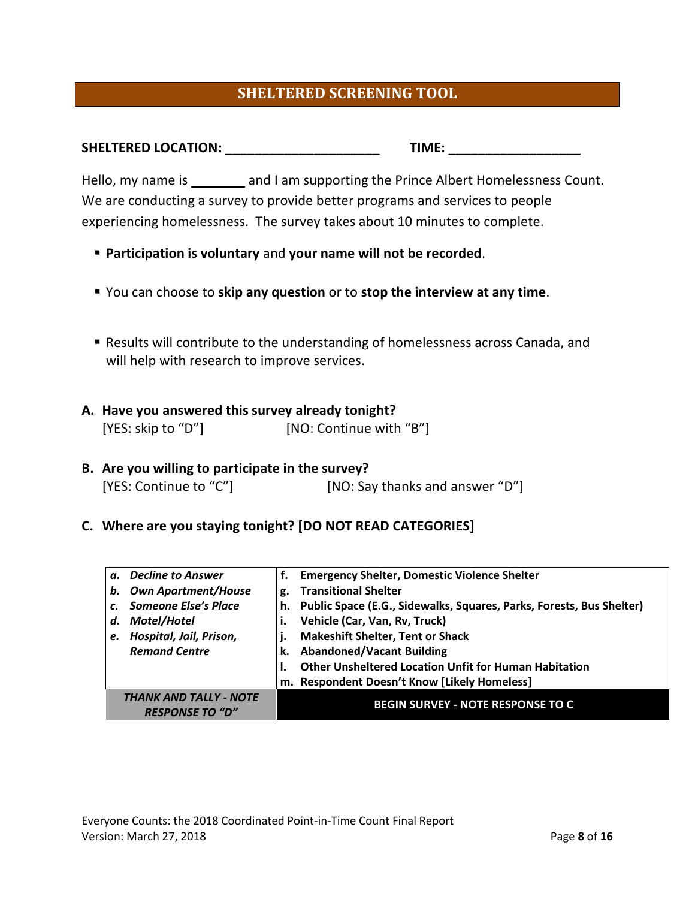## SHELTERED SCREENING TOOL

**SHELTERED LOCATION:** _____________________ **TIME:** __________________

Hello, my name is ________ and I am supporting the Prince Albert Homelessness Count. We are conducting a survey to provide better programs and services to people experiencing homelessness. The survey takes about 10 minutes to complete.

- **Participation is voluntary** and **your name will not be recorded**.
- You can choose to **skip any question** or to **stop the interview at any time**.
- Results will contribute to the understanding of homelessness across Canada, and will help with research to improve services.

**A. Have you answered this survey already tonight?**
[YES: skip to "D"] [NO: Continue with "B"]

**B. Are you willing to participate in the survey?**
[YES: Continue to "C"] [NO: Say thanks and answer "D"]

**C. Where are you staying tonight? [DO NOT READ CATEGORIES]**

| | |
|---|---|
| ***a. Decline to Answer*** | **f. Emergency Shelter, Domestic Violence Shelter** |
| ***b. Own Apartment/House*** | **g. Transitional Shelter** |
| ***c. Someone Else's Place*** | **h. Public Space (E.G., Sidewalks, Squares, Parks, Forests, Bus Shelter)** |
| ***d. Motel/Hotel*** | **i. Vehicle (Car, Van, Rv, Truck)** |
| ***e. Hospital, Jail, Prison, Remand Centre*** | **j. Makeshift Shelter, Tent or Shack** |
| | **k. Abandoned/Vacant Building** |
| | **l. Other Unsheltered Location Unfit for Human Habitation** |
| | **m. Respondent Doesn't Know [Likely Homeless]** |
| ***THANK AND TALLY - NOTE RESPONSE TO "D"*** | **BEGIN SURVEY - NOTE RESPONSE TO C** |

Everyone Counts: the 2018 Coordinated Point-in-Time Count Final Report
Version: March 27, 2018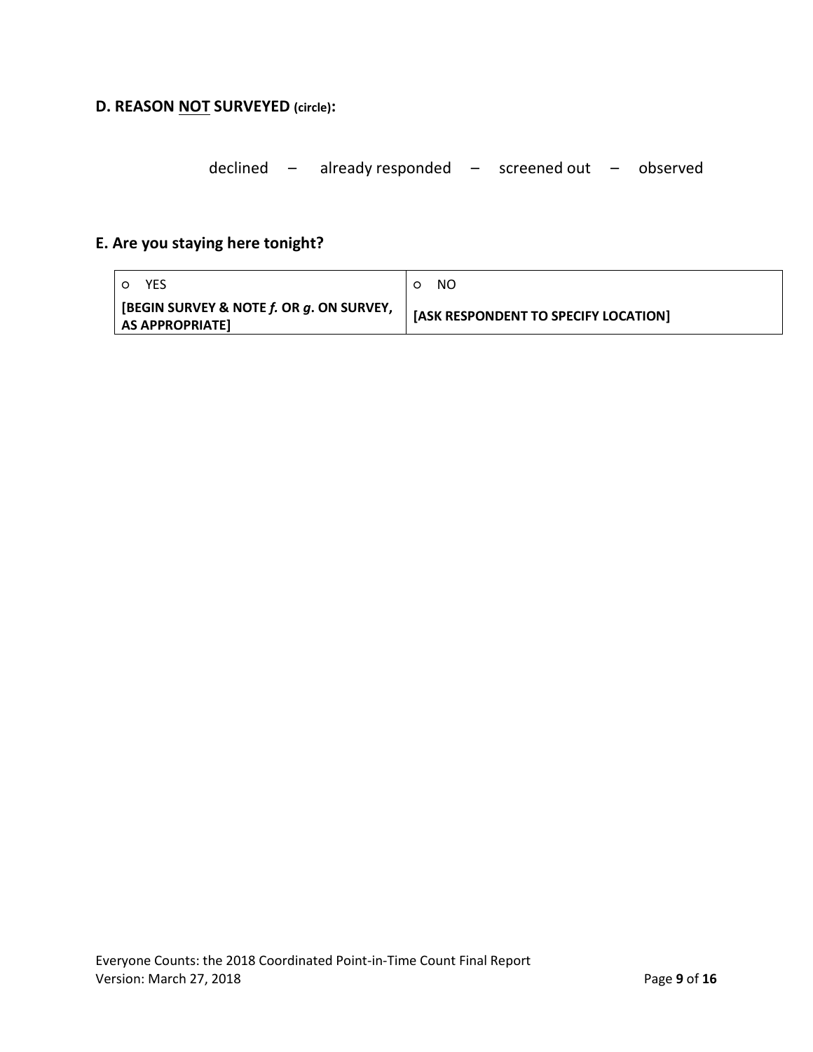**D. REASON NOT SURVEYED (circle):**

declined – already responded – screened out – observed

**E. Are you staying here tonight?**

| ○ YES | ○ NO |
|---|---|
| **[BEGIN SURVEY & NOTE *f.* OR *g*. ON SURVEY, AS APPROPRIATE]** | **[ASK RESPONDENT TO SPECIFY LOCATION]** |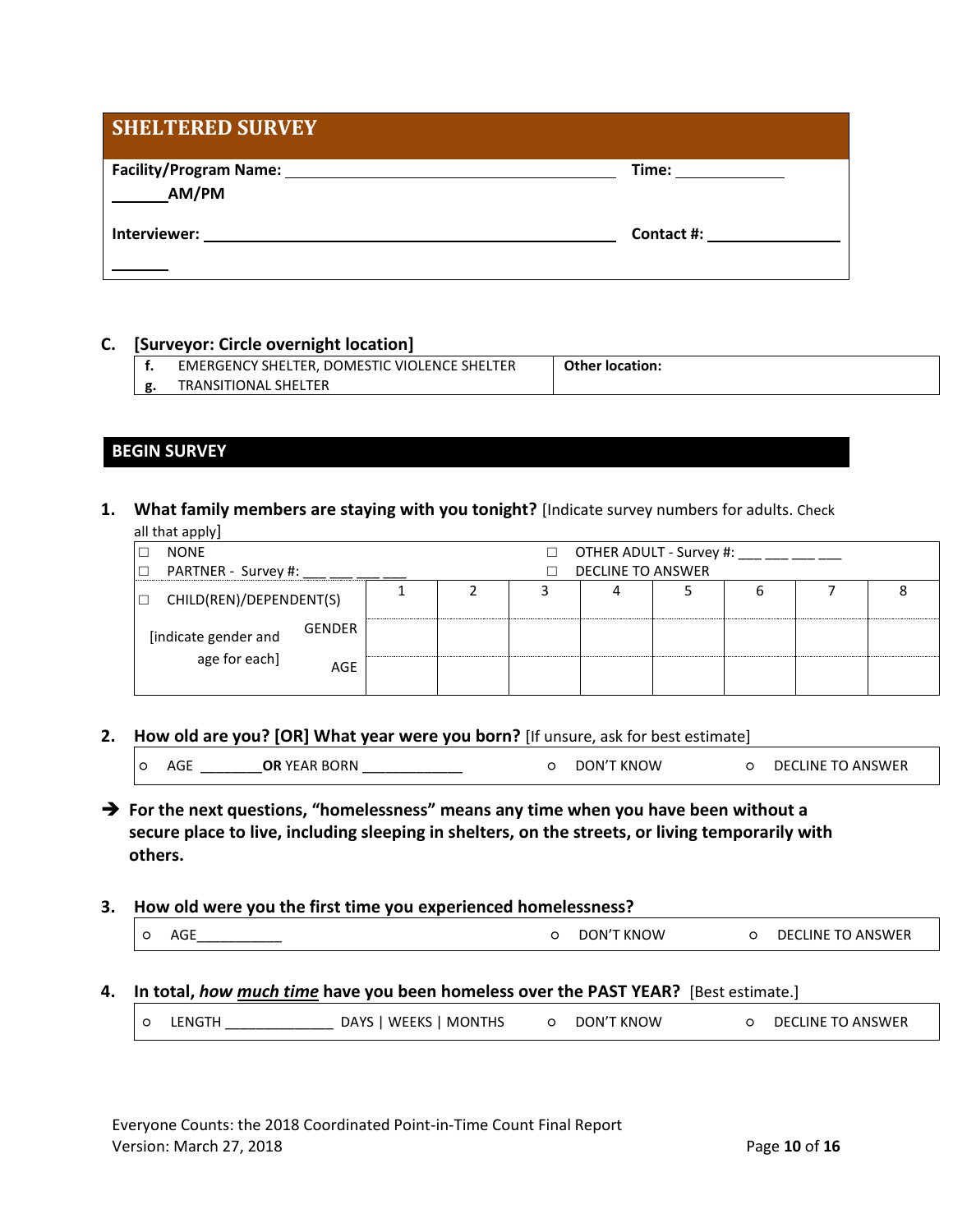## SHELTERED SURVEY

**Facility/Program Name:** ______________________________ **Time:** __________ ______**AM/PM**

**Interviewer:** ______________________________ **Contact #:** ______________ ______

**C. [Surveyor: Circle overnight location]**

| | |
|---|---|
| **f.** EMERGENCY SHELTER, DOMESTIC VIOLENCE SHELTER<br>**g.** TRANSITIONAL SHELTER | **Other location:** |

## BEGIN SURVEY

**1. What family members are staying with you tonight?** [Indicate survey numbers for adults. Check all that apply]

| | | | | | | | | |
|---|---|---|---|---|---|---|---|---|
| ☐ NONE<br>☐ PARTNER - Survey #: ___ ___ ___ ___ | | | | ☐ OTHER ADULT - Survey #: ___ ___ ___ ___<br>☐ DECLINE TO ANSWER | | | | |
| ☐ CHILD(REN)/DEPENDENT(S) | 1 | 2 | 3 | 4 | 5 | 6 | 7 | 8 |
| [indicate gender and age for each] GENDER | | | | | | | | |
| AGE | | | | | | | | |

**2. How old are you? [OR] What year were you born?** [If unsure, ask for best estimate]

| | | |
|---|---|---|
| ○ AGE _______ **OR** YEAR BORN ____________ | ○ DON'T KNOW | ○ DECLINE TO ANSWER |

➔ **For the next questions, "homelessness" means any time when you have been without a secure place to live, including sleeping in shelters, on the streets, or living temporarily with others.**

**3. How old were you the first time you experienced homelessness?**

| | | |
|---|---|---|
| ○ AGE__________ | ○ DON'T KNOW | ○ DECLINE TO ANSWER |

**4. In total, *how __much__ time* have you been homeless over the PAST YEAR?** [Best estimate.]

| | | |
|---|---|---|
| ○ LENGTH _____________ DAYS \| WEEKS \| MONTHS | ○ DON'T KNOW | ○ DECLINE TO ANSWER |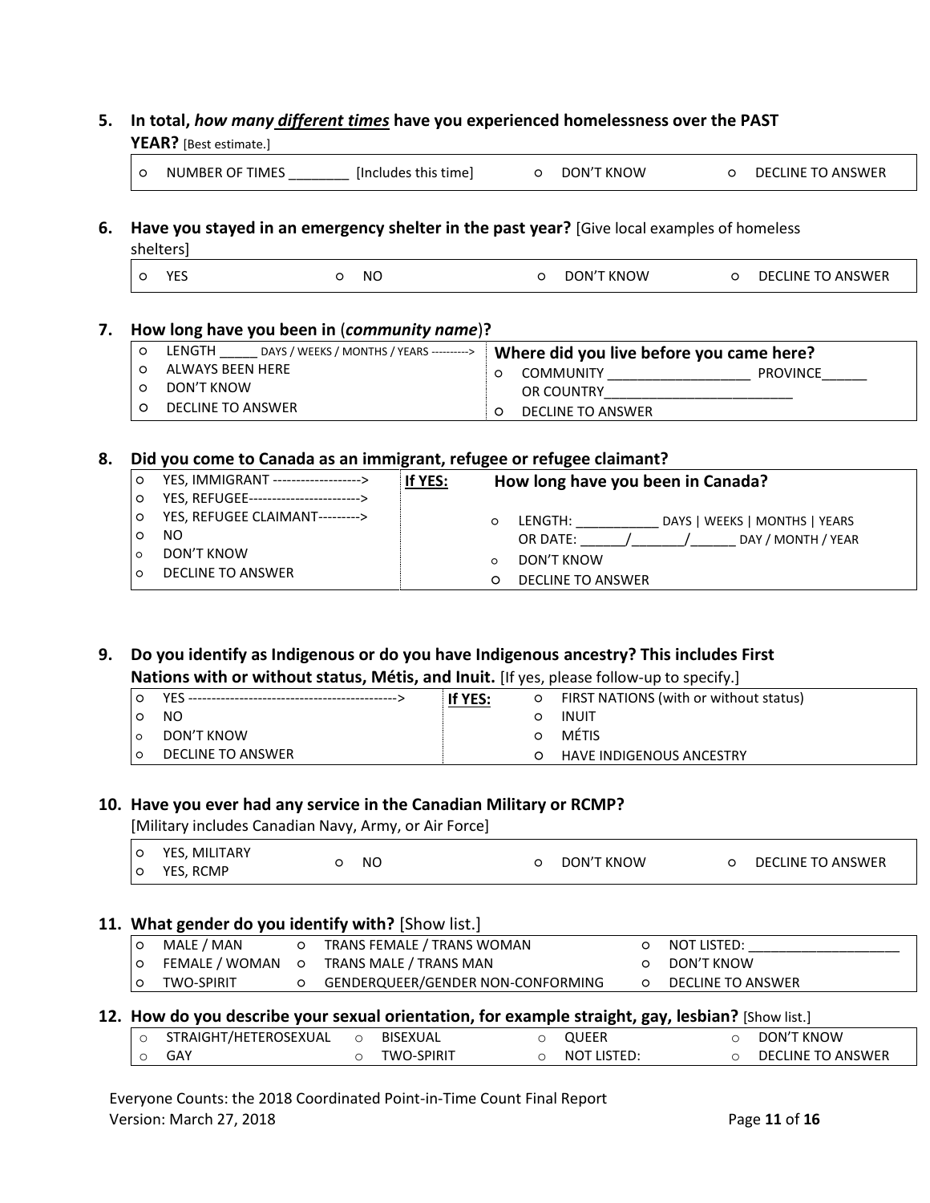**5. In total, *how many different times* have you experienced homelessness over the PAST YEAR?** [Best estimate.]

| ○ NUMBER OF TIMES ________ [Includes this time] | ○ DON'T KNOW | ○ DECLINE TO ANSWER |
|---|---|---|

**6. Have you stayed in an emergency shelter in the past year?** [Give local examples of homeless shelters]

| ○ YES | ○ NO | ○ DON'T KNOW | ○ DECLINE TO ANSWER |
|---|---|---|---|

**7. How long have you been in (*community name*)?**

| | **Where did you live before you came here?** |
|---|---|
| ○ LENGTH _____ DAYS / WEEKS / MONTHS / YEARS ---------> | ○ COMMUNITY __________________ PROVINCE______ |
| ○ ALWAYS BEEN HERE | OR COUNTRY________________________ |
| ○ DON'T KNOW | ○ DECLINE TO ANSWER |
| ○ DECLINE TO ANSWER | |

**8. Did you come to Canada as an immigrant, refugee or refugee claimant?**

| | **If YES:** How long have you been in Canada? |
|---|---|
| ○ YES, IMMIGRANT -------------------> | |
| ○ YES, REFUGEE------------------------> | ○ LENGTH: ___________ DAYS \| WEEKS \| MONTHS \| YEARS |
| ○ YES, REFUGEE CLAIMANT---------> | OR DATE: ______/_______/______ DAY / MONTH / YEAR |
| ○ NO | ○ DON'T KNOW |
| ○ DON'T KNOW | ○ DECLINE TO ANSWER |
| ○ DECLINE TO ANSWER | |

**9. Do you identify as Indigenous or do you have Indigenous ancestry? This includes First Nations with or without status, Métis, and Inuit.** [If yes, please follow-up to specify.]

| | **If YES:** |
|---|---|
| ○ YES ---------------------------------------------> | ○ FIRST NATIONS (with or without status) |
| ○ NO | ○ INUIT |
| ○ DON'T KNOW | ○ MÉTIS |
| ○ DECLINE TO ANSWER | ○ HAVE INDIGENOUS ANCESTRY |

**10. Have you ever had any service in the Canadian Military or RCMP?**
[Military includes Canadian Navy, Army, or Air Force]

| ○ YES, MILITARY<br>○ YES, RCMP | ○ NO | ○ DON'T KNOW | ○ DECLINE TO ANSWER |
|---|---|---|---|

**11. What gender do you identify with?** [Show list.]

| | | |
|---|---|---|
| ○ MALE / MAN | ○ TRANS FEMALE / TRANS WOMAN | ○ NOT LISTED: ___________________ |
| ○ FEMALE / WOMAN | ○ TRANS MALE / TRANS MAN | ○ DON'T KNOW |
| ○ TWO-SPIRIT | ○ GENDERQUEER/GENDER NON-CONFORMING | ○ DECLINE TO ANSWER |

**12. How do you describe your sexual orientation, for example straight, gay, lesbian?** [Show list.]

| | | | |
|---|---|---|---|
| ○ STRAIGHT/HETEROSEXUAL | ○ BISEXUAL | ○ QUEER | ○ DON'T KNOW |
| ○ GAY | ○ TWO-SPIRIT | ○ NOT LISTED: | ○ DECLINE TO ANSWER |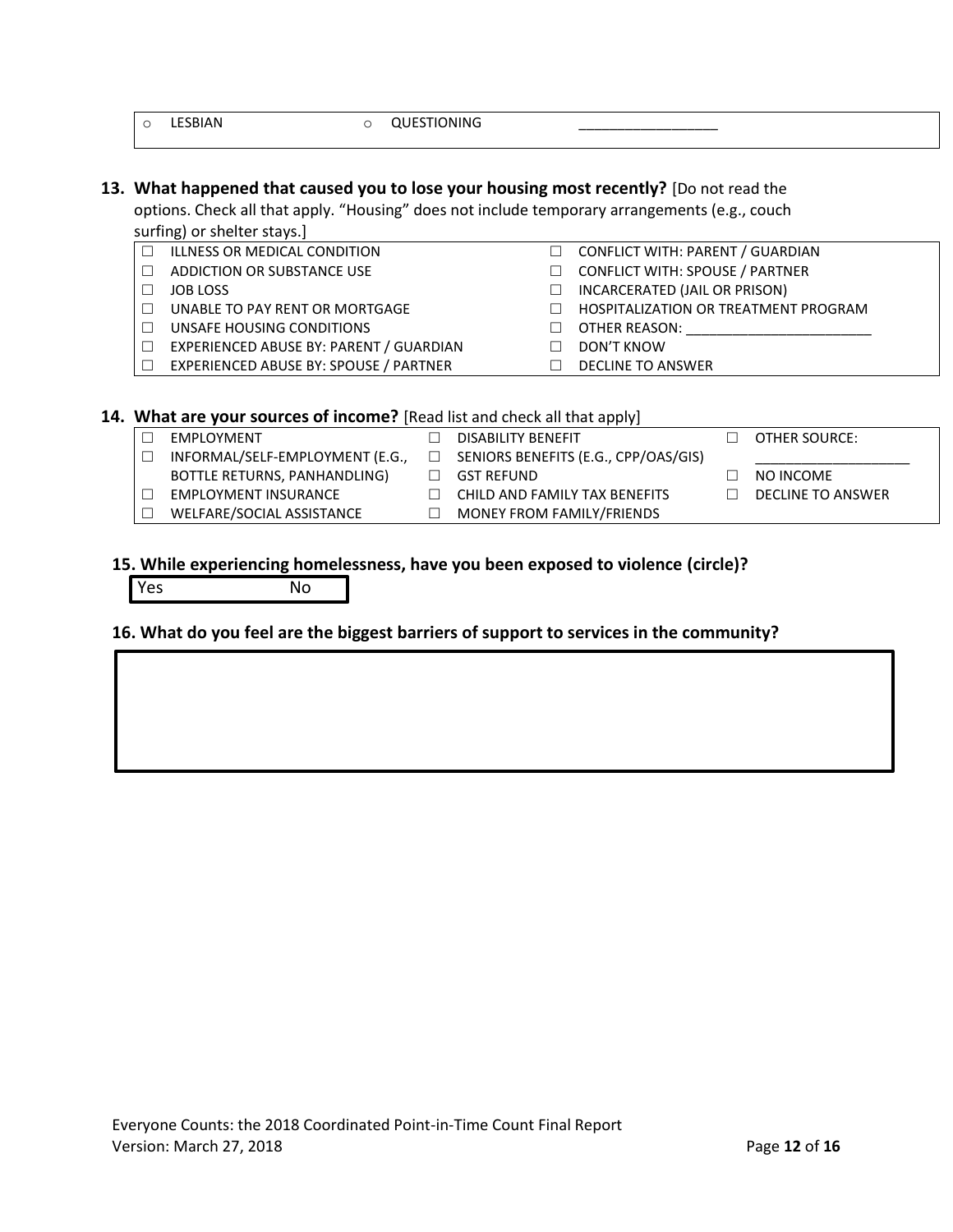| ○ LESBIAN | ○ QUESTIONING | __________________ |
|---|---|---|

**13. What happened that caused you to lose your housing most recently?** [Do not read the options. Check all that apply. "Housing" does not include temporary arrangements (e.g., couch surfing) or shelter stays.]

| | |
|---|---|
| ☐ ILLNESS OR MEDICAL CONDITION | ☐ CONFLICT WITH: PARENT / GUARDIAN |
| ☐ ADDICTION OR SUBSTANCE USE | ☐ CONFLICT WITH: SPOUSE / PARTNER |
| ☐ JOB LOSS | ☐ INCARCERATED (JAIL OR PRISON) |
| ☐ UNABLE TO PAY RENT OR MORTGAGE | ☐ HOSPITALIZATION OR TREATMENT PROGRAM |
| ☐ UNSAFE HOUSING CONDITIONS | ☐ OTHER REASON: ________________________ |
| ☐ EXPERIENCED ABUSE BY: PARENT / GUARDIAN | ☐ DON'T KNOW |
| ☐ EXPERIENCED ABUSE BY: SPOUSE / PARTNER | ☐ DECLINE TO ANSWER |

**14. What are your sources of income?** [Read list and check all that apply]

| | | |
|---|---|---|
| ☐ EMPLOYMENT | ☐ DISABILITY BENEFIT | ☐ OTHER SOURCE: |
| ☐ INFORMAL/SELF-EMPLOYMENT (E.G., BOTTLE RETURNS, PANHANDLING) | ☐ SENIORS BENEFITS (E.G., CPP/OAS/GIS) ☐ GST REFUND | ____________________ ☐ NO INCOME |
| ☐ EMPLOYMENT INSURANCE | ☐ CHILD AND FAMILY TAX BENEFITS | ☐ DECLINE TO ANSWER |
| ☐ WELFARE/SOCIAL ASSISTANCE | ☐ MONEY FROM FAMILY/FRIENDS | |

**15. While experiencing homelessness, have you been exposed to violence (circle)?**

| Yes | No |
|---|---|

**16. What do you feel are the biggest barriers of support to services in the community?**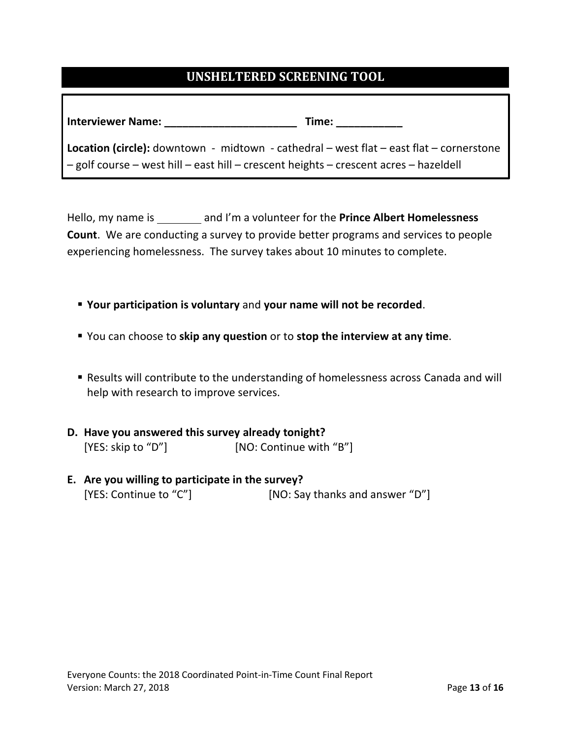## UNSHELTERED SCREENING TOOL

**Interviewer Name:** ______________________ **Time:** ___________

**Location (circle):** downtown - midtown - cathedral – west flat – east flat – cornerstone – golf course – west hill – east hill – crescent heights – crescent acres – hazeldell

Hello, my name is ________ and I'm a volunteer for the **Prince Albert Homelessness Count**. We are conducting a survey to provide better programs and services to people experiencing homelessness. The survey takes about 10 minutes to complete.

- **Your participation is voluntary** and **your name will not be recorded**.
- You can choose to **skip any question** or to **stop the interview at any time**.
- Results will contribute to the understanding of homelessness across Canada and will help with research to improve services.

**D. Have you answered this survey already tonight?**
[YES: skip to "D"] [NO: Continue with "B"]

**E. Are you willing to participate in the survey?**
[YES: Continue to "C"] [NO: Say thanks and answer "D"]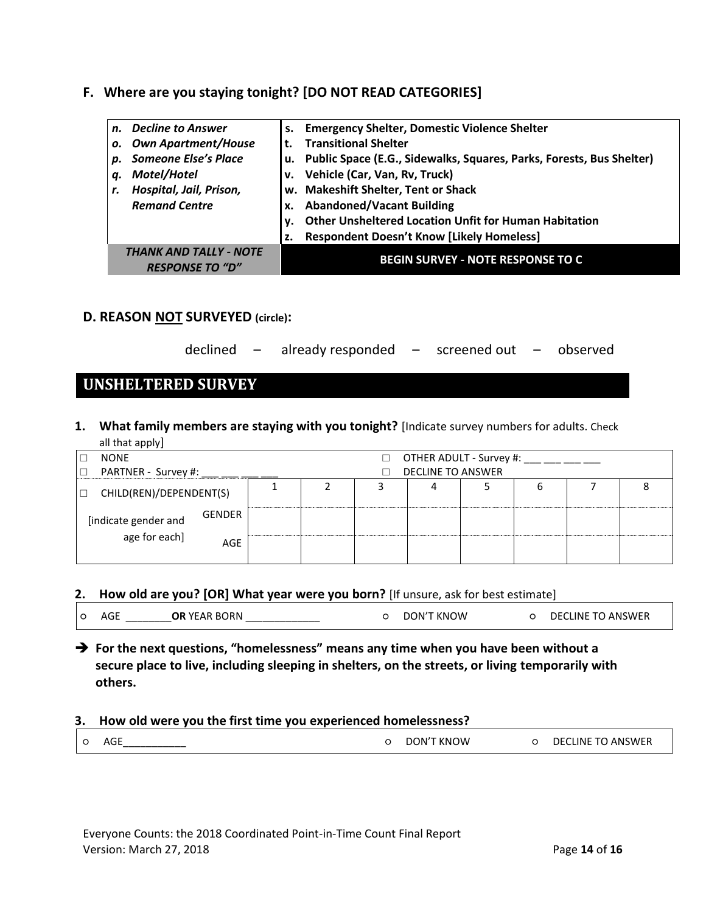## F. Where are you staying tonight? [DO NOT READ CATEGORIES]

| | |
|---|---|
| *n. **Decline to Answer***<br>*o. **Own Apartment/House***<br>*p. **Someone Else's Place***<br>*q. **Motel/Hotel***<br>*r. **Hospital, Jail, Prison, Remand Centre*** | **s. Emergency Shelter, Domestic Violence Shelter**<br>**t. Transitional Shelter**<br>**u. Public Space (E.G., Sidewalks, Squares, Parks, Forests, Bus Shelter)**<br>**v. Vehicle (Car, Van, Rv, Truck)**<br>**w. Makeshift Shelter, Tent or Shack**<br>**x. Abandoned/Vacant Building**<br>**y. Other Unsheltered Location Unfit for Human Habitation**<br>**z. Respondent Doesn't Know [Likely Homeless]** |
| ***THANK AND TALLY - NOTE RESPONSE TO "D"*** | **BEGIN SURVEY - NOTE RESPONSE TO C** |

### D. REASON NOT SURVEYED (circle):

declined – already responded – screened out – observed

## UNSHELTERED SURVEY

**1. What family members are staying with you tonight?** [Indicate survey numbers for adults. Check all that apply]

| | | | | | | | | |
|---|---|---|---|---|---|---|---|---|
| ☐ NONE<br>☐ PARTNER - Survey #: ___ ___ ___ ___ | | | | ☐ OTHER ADULT - Survey #: ___ ___ ___ ___<br>☐ DECLINE TO ANSWER | | | | |
| ☐ CHILD(REN)/DEPENDENT(S) | 1 | 2 | 3 | 4 | 5 | 6 | 7 | 8 |
| [indicate gender and age for each] GENDER | | | | | | | | |
| AGE | | | | | | | | |

**2. How old are you? [OR] What year were you born?** [If unsure, ask for best estimate]

| | | |
|---|---|---|
| ○ AGE ________ **OR** YEAR BORN ____________ | ○ DON'T KNOW | ○ DECLINE TO ANSWER |

➔ **For the next questions, "homelessness" means any time when you have been without a secure place to live, including sleeping in shelters, on the streets, or living temporarily with others.**

**3. How old were you the first time you experienced homelessness?**

| | | |
|---|---|---|
| ○ AGE___________ | ○ DON'T KNOW | ○ DECLINE TO ANSWER |

Everyone Counts: the 2018 Coordinated Point-in-Time Count Final Report
Version: March 27, 2018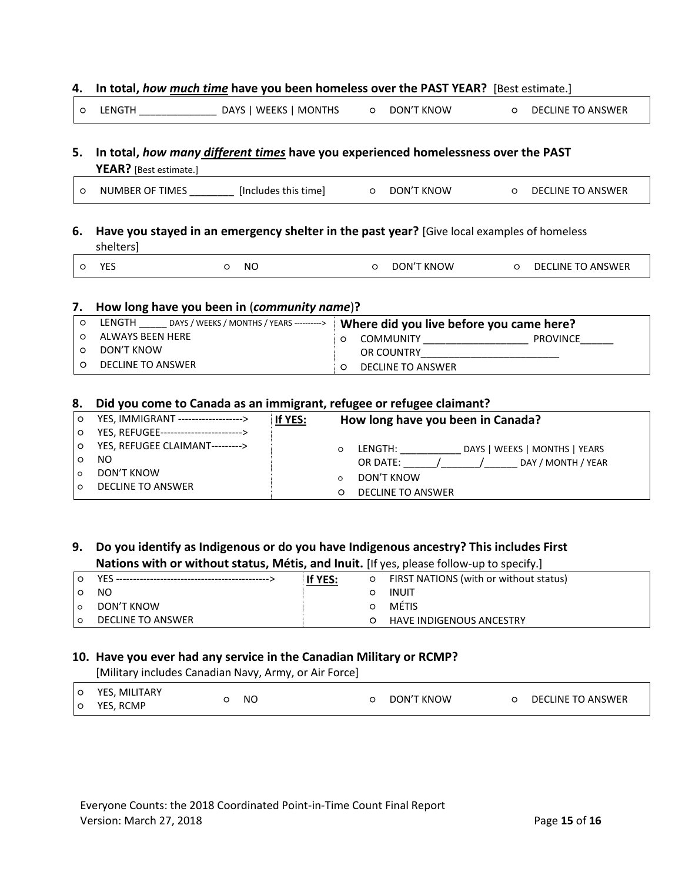**4. In total, *how much time* have you been homeless over the PAST YEAR?** [Best estimate.]

| | | |
|---|---|---|
| ○ LENGTH ______________ DAYS \| WEEKS \| MONTHS | ○ DON'T KNOW | ○ DECLINE TO ANSWER |

**5. In total, *how many different times* have you experienced homelessness over the PAST YEAR?** [Best estimate.]

| | | |
|---|---|---|
| ○ NUMBER OF TIMES ________ [Includes this time] | ○ DON'T KNOW | ○ DECLINE TO ANSWER |

**6. Have you stayed in an emergency shelter in the past year?** [Give local examples of homeless shelters]

| | | | |
|---|---|---|---|
| ○ YES | ○ NO | ○ DON'T KNOW | ○ DECLINE TO ANSWER |

**7. How long have you been in (*community name*)?**

| | **Where did you live before you came here?** |
|---|---|
| ○ LENGTH _____ DAYS / WEEKS / MONTHS / YEARS ----------> | ○ COMMUNITY __________________ PROVINCE______ |
| ○ ALWAYS BEEN HERE | OR COUNTRY________________________ |
| ○ DON'T KNOW | ○ DECLINE TO ANSWER |
| ○ DECLINE TO ANSWER | |

**8. Did you come to Canada as an immigrant, refugee or refugee claimant?**

| | If YES: | **How long have you been in Canada?** |
|---|---|---|
| ○ YES, IMMIGRANT -------------------> | | |
| ○ YES, REFUGEE------------------------> | | |
| ○ YES, REFUGEE CLAIMANT---------> | | ○ LENGTH: ___________ DAYS \| WEEKS \| MONTHS \| YEARS |
| ○ NO | | OR DATE: ______/_______/______ DAY / MONTH / YEAR |
| ○ DON'T KNOW | | ○ DON'T KNOW |
| ○ DECLINE TO ANSWER | | ○ DECLINE TO ANSWER |

**9. Do you identify as Indigenous or do you have Indigenous ancestry? This includes First Nations with or without status, Métis, and Inuit.** [If yes, please follow-up to specify.]

| | If YES: | |
|---|---|---|
| ○ YES --------------------------------------------> | | ○ FIRST NATIONS (with or without status) |
| ○ NO | | ○ INUIT |
| ○ DON'T KNOW | | ○ MÉTIS |
| ○ DECLINE TO ANSWER | | ○ HAVE INDIGENOUS ANCESTRY |

**10. Have you ever had any service in the Canadian Military or RCMP?**
[Military includes Canadian Navy, Army, or Air Force]

| | | | |
|---|---|---|---|
| ○ YES, MILITARY<br>○ YES, RCMP | ○ NO | ○ DON'T KNOW | ○ DECLINE TO ANSWER |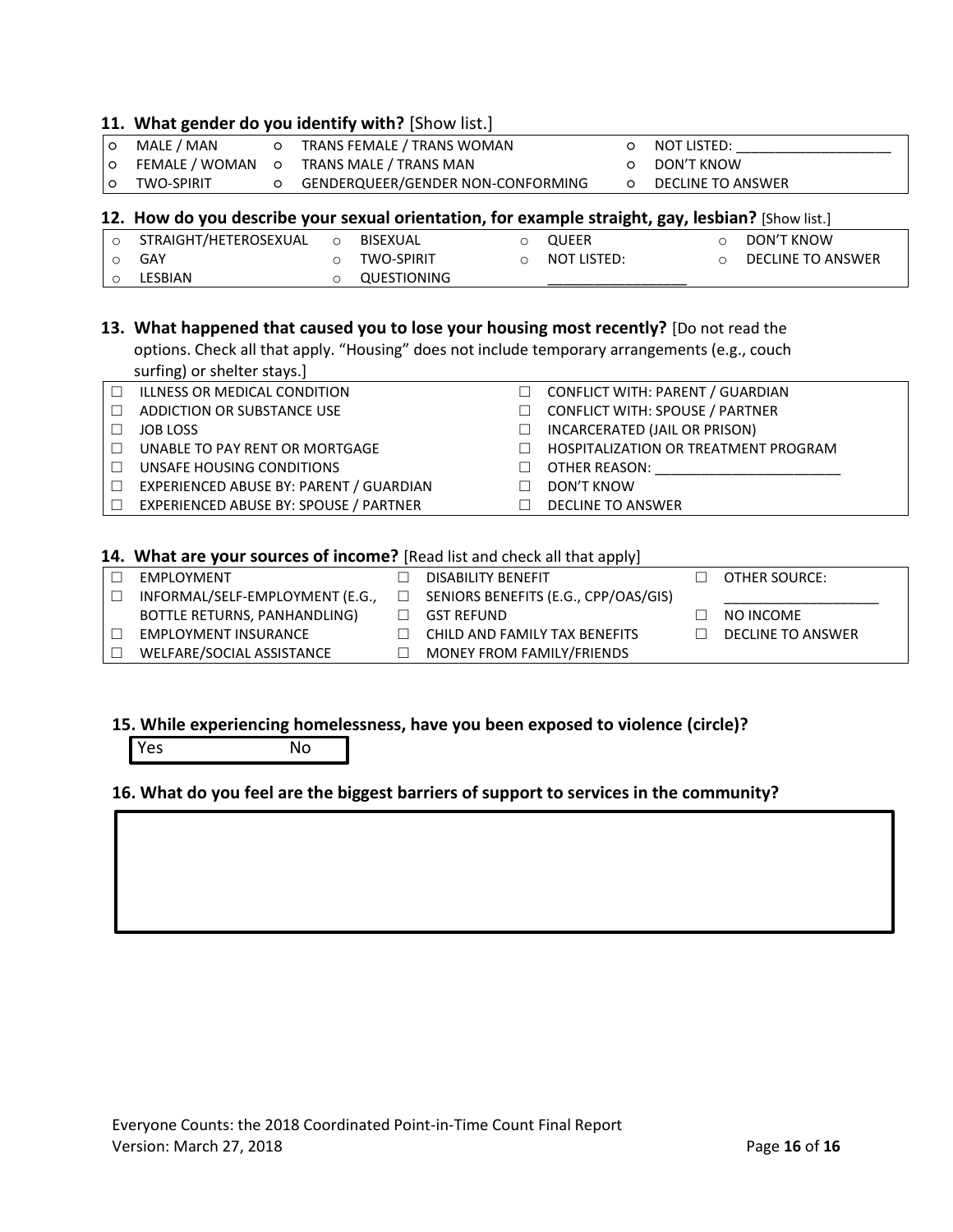**11. What gender do you identify with?** [Show list.]

| | | |
|---|---|---|
| o MALE / MAN | o TRANS FEMALE / TRANS WOMAN | o NOT LISTED: ____________________ |
| o FEMALE / WOMAN | o TRANS MALE / TRANS MAN | o DON'T KNOW |
| o TWO-SPIRIT | o GENDERQUEER/GENDER NON-CONFORMING | o DECLINE TO ANSWER |

**12. How do you describe your sexual orientation, for example straight, gay, lesbian?** [Show list.]

| | | | |
|---|---|---|---|
| o STRAIGHT/HETEROSEXUAL | o BISEXUAL | o QUEER | o DON'T KNOW |
| o GAY | o TWO-SPIRIT | o NOT LISTED: __________________ | o DECLINE TO ANSWER |
| o LESBIAN | o QUESTIONING | | |

**13. What happened that caused you to lose your housing most recently?** [Do not read the options. Check all that apply. "Housing" does not include temporary arrangements (e.g., couch surfing) or shelter stays.]

| | |
|---|---|
| ☐ ILLNESS OR MEDICAL CONDITION | ☐ CONFLICT WITH: PARENT / GUARDIAN |
| ☐ ADDICTION OR SUBSTANCE USE | ☐ CONFLICT WITH: SPOUSE / PARTNER |
| ☐ JOB LOSS | ☐ INCARCERATED (JAIL OR PRISON) |
| ☐ UNABLE TO PAY RENT OR MORTGAGE | ☐ HOSPITALIZATION OR TREATMENT PROGRAM |
| ☐ UNSAFE HOUSING CONDITIONS | ☐ OTHER REASON: ________________________ |
| ☐ EXPERIENCED ABUSE BY: PARENT / GUARDIAN | ☐ DON'T KNOW |
| ☐ EXPERIENCED ABUSE BY: SPOUSE / PARTNER | ☐ DECLINE TO ANSWER |

**14. What are your sources of income?** [Read list and check all that apply]

| | | |
|---|---|---|
| ☐ EMPLOYMENT | ☐ DISABILITY BENEFIT | ☐ OTHER SOURCE: ____________________ |
| ☐ INFORMAL/SELF-EMPLOYMENT (E.G., BOTTLE RETURNS, PANHANDLING) | ☐ SENIORS BENEFITS (E.G., CPP/OAS/GIS) | |
| | ☐ GST REFUND | ☐ NO INCOME |
| ☐ EMPLOYMENT INSURANCE | ☐ CHILD AND FAMILY TAX BENEFITS | ☐ DECLINE TO ANSWER |
| ☐ WELFARE/SOCIAL ASSISTANCE | ☐ MONEY FROM FAMILY/FRIENDS | |

**15. While experiencing homelessness, have you been exposed to violence (circle)?**

| | |
|---|---|
| Yes | No |

**16. What do you feel are the biggest barriers of support to services in the community?**

Everyone Counts: the 2018 Coordinated Point-in-Time Count Final Report
Version: March 27, 2018